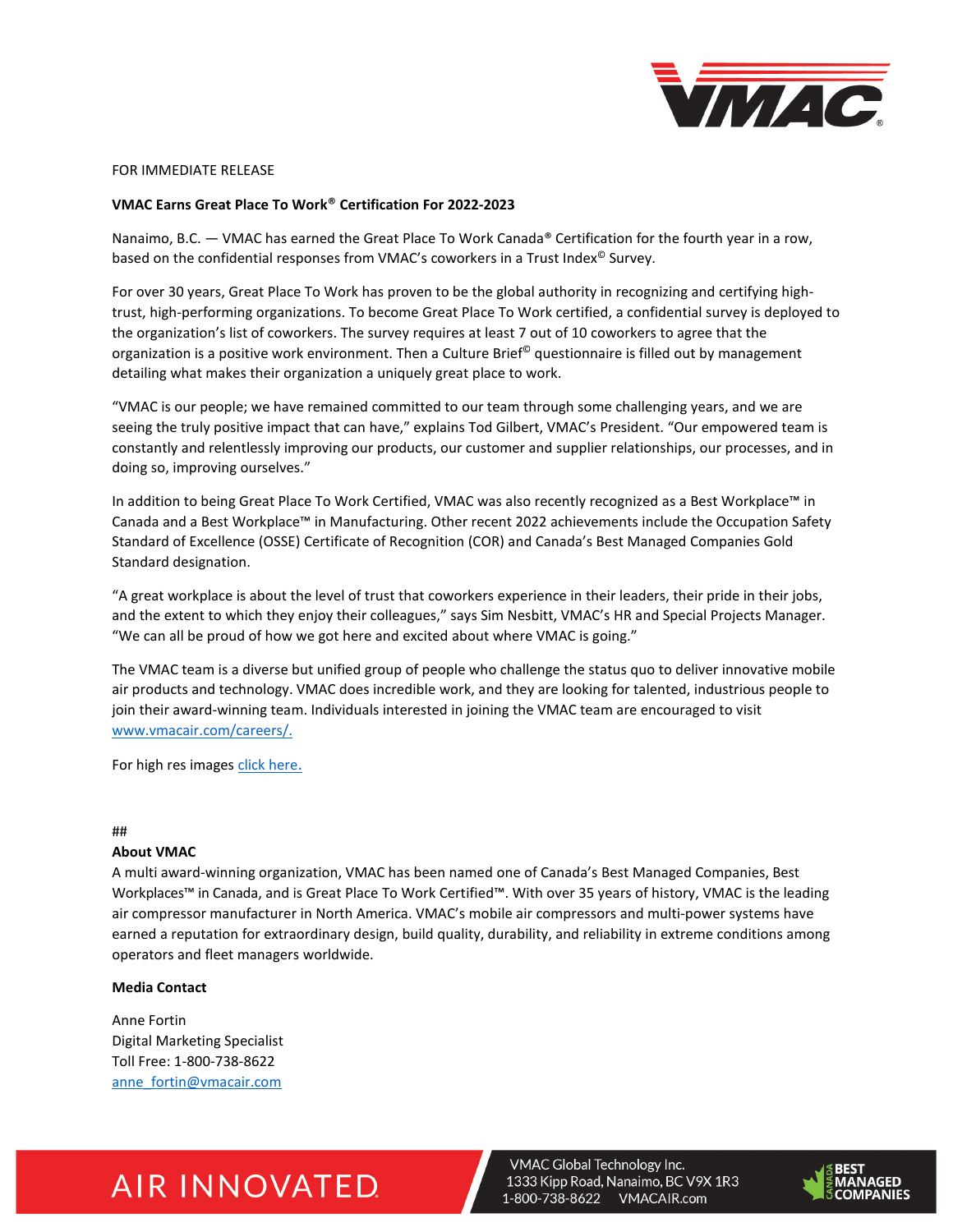FOR IMMEDIATE RELEASE

**VMAC Earns Great Place To Work® Certification For 2022-2023**

Nanaimo, B.C. — VMAC has earned the Great Place To Work Canada® Certification for the fourth year in a row, based on the confidential responses from VMAC's coworkers in a Trust Index© Survey.

For over 30 years, Great Place To Work has proven to be the global authority in recognizing and certifying high-trust, high-performing organizations. To become Great Place To Work certified, a confidential survey is deployed to the organization's list of coworkers. The survey requires at least 7 out of 10 coworkers to agree that the organization is a positive work environment. Then a Culture Brief© questionnaire is filled out by management detailing what makes their organization a uniquely great place to work.

"VMAC is our people; we have remained committed to our team through some challenging years, and we are seeing the truly positive impact that can have," explains Tod Gilbert, VMAC's President. "Our empowered team is constantly and relentlessly improving our products, our customer and supplier relationships, our processes, and in doing so, improving ourselves."

In addition to being Great Place To Work Certified, VMAC was also recently recognized as a Best Workplace™ in Canada and a Best Workplace™ in Manufacturing. Other recent 2022 achievements include the Occupation Safety Standard of Excellence (OSSE) Certificate of Recognition (COR) and Canada's Best Managed Companies Gold Standard designation.

"A great workplace is about the level of trust that coworkers experience in their leaders, their pride in their jobs, and the extent to which they enjoy their colleagues," says Sim Nesbitt, VMAC's HR and Special Projects Manager. "We can all be proud of how we got here and excited about where VMAC is going."

The VMAC team is a diverse but unified group of people who challenge the status quo to deliver innovative mobile air products and technology. VMAC does incredible work, and they are looking for talented, industrious people to join their award-winning team. Individuals interested in joining the VMAC team are encouraged to visit www.vmacair.com/careers/.

For high res images click here.

##

**About VMAC**

A multi award-winning organization, VMAC has been named one of Canada's Best Managed Companies, Best Workplaces™ in Canada, and is Great Place To Work Certified™. With over 35 years of history, VMAC is the leading air compressor manufacturer in North America. VMAC's mobile air compressors and multi-power systems have earned a reputation for extraordinary design, build quality, durability, and reliability in extreme conditions among operators and fleet managers worldwide.

**Media Contact**

Anne Fortin
Digital Marketing Specialist
Toll Free: 1-800-738-8622
anne_fortin@vmacair.com